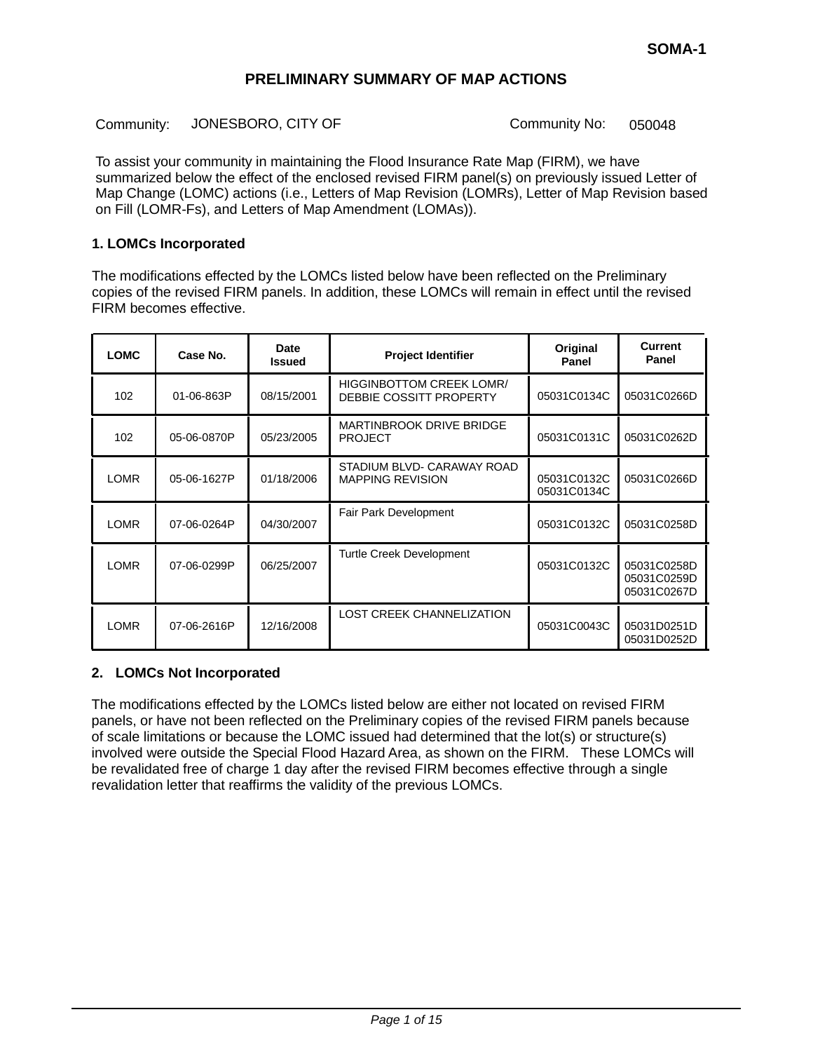SOMA-1

# PRELIMINARY SUMMARY OF MAP ACTIONS

Community: JONESBORO, CITY OF    Community No: 050048

To assist your community in maintaining the Flood Insurance Rate Map (FIRM), we have summarized below the effect of the enclosed revised FIRM panel(s) on previously issued Letter of Map Change (LOMC) actions (i.e., Letters of Map Revision (LOMRs), Letter of Map Revision based on Fill (LOMR-Fs), and Letters of Map Amendment (LOMAs)).

## 1. LOMCs Incorporated

The modifications effected by the LOMCs listed below have been reflected on the Preliminary copies of the revised FIRM panels. In addition, these LOMCs will remain in effect until the revised FIRM becomes effective.

| LOMC | Case No. | Date Issued | Project Identifier | Original Panel | Current Panel |
|---|---|---|---|---|---|
| 102 | 01-06-863P | 08/15/2001 | HIGGINBOTTOM CREEK LOMR/ DEBBIE COSSITT PROPERTY | 05031C0134C | 05031C0266D |
| 102 | 05-06-0870P | 05/23/2005 | MARTINBROOK DRIVE BRIDGE PROJECT | 05031C0131C | 05031C0262D |
| LOMR | 05-06-1627P | 01/18/2006 | STADIUM BLVD- CARAWAY ROAD MAPPING REVISION | 05031C0132C<br>05031C0134C | 05031C0266D |
| LOMR | 07-06-0264P | 04/30/2007 | Fair Park Development | 05031C0132C | 05031C0258D |
| LOMR | 07-06-0299P | 06/25/2007 | Turtle Creek Development | 05031C0132C | 05031C0258D<br>05031C0259D<br>05031C0267D |
| LOMR | 07-06-2616P | 12/16/2008 | LOST CREEK CHANNELIZATION | 05031C0043C | 05031D0251D<br>05031D0252D |

## 2. LOMCs Not Incorporated

The modifications effected by the LOMCs listed below are either not located on revised FIRM panels, or have not been reflected on the Preliminary copies of the revised FIRM panels because of scale limitations or because the LOMC issued had determined that the lot(s) or structure(s) involved were outside the Special Flood Hazard Area, as shown on the FIRM. These LOMCs will be revalidated free of charge 1 day after the revised FIRM becomes effective through a single revalidation letter that reaffirms the validity of the previous LOMCs.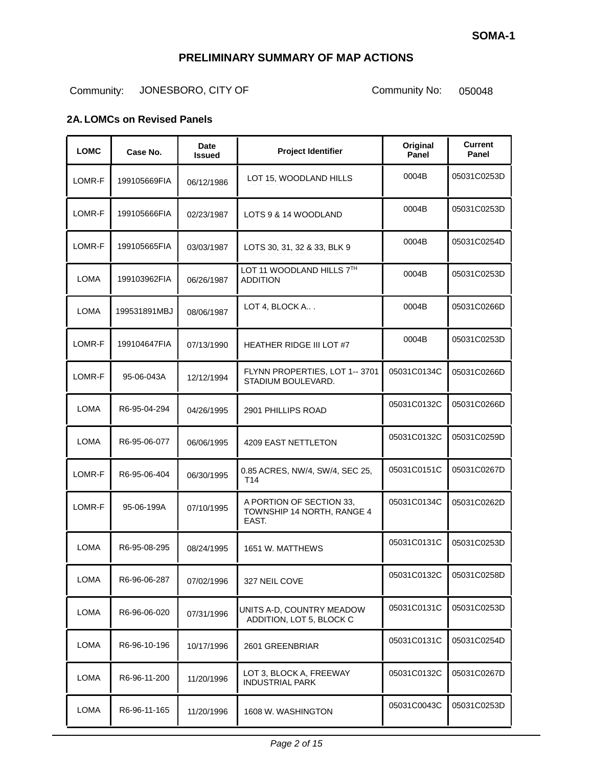SOMA-1

# PRELIMINARY SUMMARY OF MAP ACTIONS

Community: JONESBORO, CITY OF    Community No: 050048

## 2A. LOMCs on Revised Panels

| LOMC | Case No. | Date Issued | Project Identifier | Original Panel | Current Panel |
|---|---|---|---|---|---|
| LOMR-F | 199105669FIA | 06/12/1986 | LOT 15, WOODLAND HILLS | 0004B | 05031C0253D |
| LOMR-F | 199105666FIA | 02/23/1987 | LOTS 9 & 14 WOODLAND | 0004B | 05031C0253D |
| LOMR-F | 199105665FIA | 03/03/1987 | LOTS 30, 31, 32 & 33, BLK 9 | 0004B | 05031C0254D |
| LOMA | 199103962FIA | 06/26/1987 | LOT 11 WOODLAND HILLS 7TH ADDITION | 0004B | 05031C0253D |
| LOMA | 199531891MBJ | 08/06/1987 | LOT 4, BLOCK A.. . | 0004B | 05031C0266D |
| LOMR-F | 199104647FIA | 07/13/1990 | HEATHER RIDGE III LOT #7 | 0004B | 05031C0253D |
| LOMR-F | 95-06-043A | 12/12/1994 | FLYNN PROPERTIES, LOT 1-- 3701 STADIUM BOULEVARD. | 05031C0134C | 05031C0266D |
| LOMA | R6-95-04-294 | 04/26/1995 | 2901 PHILLIPS ROAD | 05031C0132C | 05031C0266D |
| LOMA | R6-95-06-077 | 06/06/1995 | 4209 EAST NETTLETON | 05031C0132C | 05031C0259D |
| LOMR-F | R6-95-06-404 | 06/30/1995 | 0.85 ACRES, NW/4, SW/4, SEC 25, T14 | 05031C0151C | 05031C0267D |
| LOMR-F | 95-06-199A | 07/10/1995 | A PORTION OF SECTION 33, TOWNSHIP 14 NORTH, RANGE 4 EAST. | 05031C0134C | 05031C0262D |
| LOMA | R6-95-08-295 | 08/24/1995 | 1651 W. MATTHEWS | 05031C0131C | 05031C0253D |
| LOMA | R6-96-06-287 | 07/02/1996 | 327 NEIL COVE | 05031C0132C | 05031C0258D |
| LOMA | R6-96-06-020 | 07/31/1996 | UNITS A-D, COUNTRY MEADOW ADDITION, LOT 5, BLOCK C | 05031C0131C | 05031C0253D |
| LOMA | R6-96-10-196 | 10/17/1996 | 2601 GREENBRIAR | 05031C0131C | 05031C0254D |
| LOMA | R6-96-11-200 | 11/20/1996 | LOT 3, BLOCK A, FREEWAY INDUSTRIAL PARK | 05031C0132C | 05031C0267D |
| LOMA | R6-96-11-165 | 11/20/1996 | 1608 W. WASHINGTON | 05031C0043C | 05031C0253D |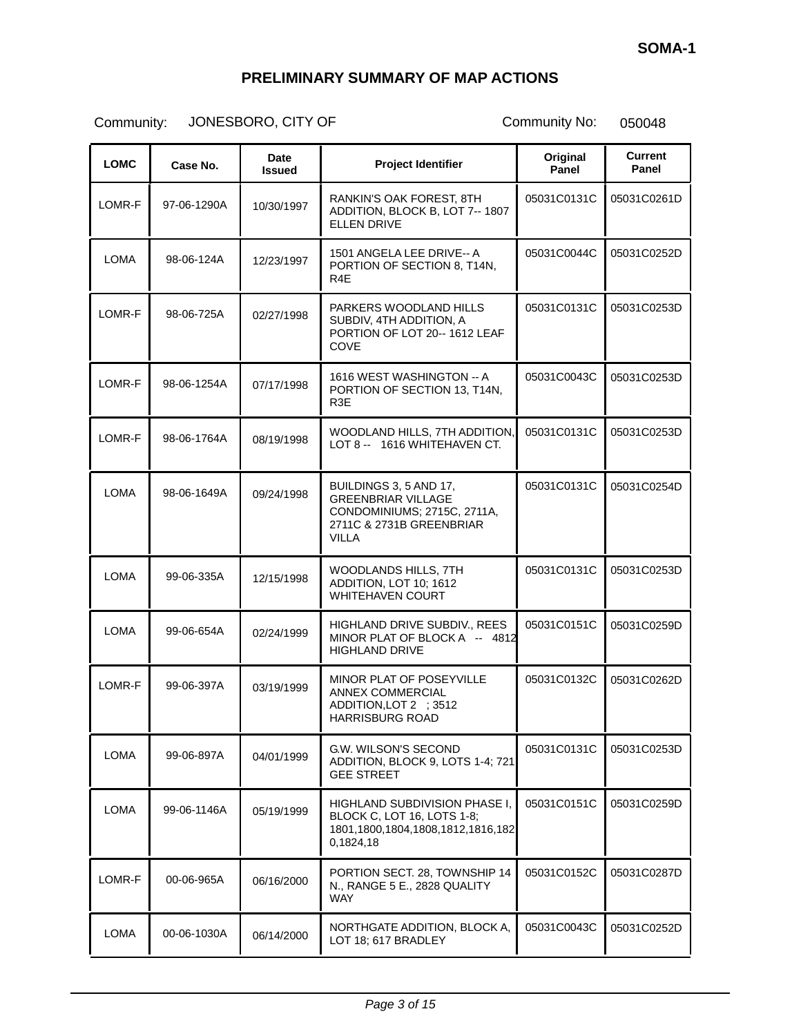SOMA-1

# PRELIMINARY SUMMARY OF MAP ACTIONS

Community: JONESBORO, CITY OF Community No: 050048

| LOMC | Case No. | Date Issued | Project Identifier | Original Panel | Current Panel |
|---|---|---|---|---|---|
| LOMR-F | 97-06-1290A | 10/30/1997 | RANKIN'S OAK FOREST, 8TH ADDITION, BLOCK B, LOT 7-- 1807 ELLEN DRIVE | 05031C0131C | 05031C0261D |
| LOMA | 98-06-124A | 12/23/1997 | 1501 ANGELA LEE DRIVE-- A PORTION OF SECTION 8, T14N, R4E | 05031C0044C | 05031C0252D |
| LOMR-F | 98-06-725A | 02/27/1998 | PARKERS WOODLAND HILLS SUBDIV, 4TH ADDITION, A PORTION OF LOT 20-- 1612 LEAF COVE | 05031C0131C | 05031C0253D |
| LOMR-F | 98-06-1254A | 07/17/1998 | 1616 WEST WASHINGTON -- A PORTION OF SECTION 13, T14N, R3E | 05031C0043C | 05031C0253D |
| LOMR-F | 98-06-1764A | 08/19/1998 | WOODLAND HILLS, 7TH ADDITION, LOT 8 -- 1616 WHITEHAVEN CT. | 05031C0131C | 05031C0253D |
| LOMA | 98-06-1649A | 09/24/1998 | BUILDINGS 3, 5 AND 17, GREENBRIAR VILLAGE CONDOMINIUMS; 2715C, 2711A, 2711C & 2731B GREENBRIAR VILLA | 05031C0131C | 05031C0254D |
| LOMA | 99-06-335A | 12/15/1998 | WOODLANDS HILLS, 7TH ADDITION, LOT 10; 1612 WHITEHAVEN COURT | 05031C0131C | 05031C0253D |
| LOMA | 99-06-654A | 02/24/1999 | HIGHLAND DRIVE SUBDIV., REES MINOR PLAT OF BLOCK A -- 4812 HIGHLAND DRIVE | 05031C0151C | 05031C0259D |
| LOMR-F | 99-06-397A | 03/19/1999 | MINOR PLAT OF POSEYVILLE ANNEX COMMERCIAL ADDITION,LOT 2 ; 3512 HARRISBURG ROAD | 05031C0132C | 05031C0262D |
| LOMA | 99-06-897A | 04/01/1999 | G.W. WILSON'S SECOND ADDITION, BLOCK 9, LOTS 1-4; 721 GEE STREET | 05031C0131C | 05031C0253D |
| LOMA | 99-06-1146A | 05/19/1999 | HIGHLAND SUBDIVISION PHASE I, BLOCK C, LOT 16, LOTS 1-8; 1801,1800,1804,1808,1812,1816,1820,1824,18 | 05031C0151C | 05031C0259D |
| LOMR-F | 00-06-965A | 06/16/2000 | PORTION SECT. 28, TOWNSHIP 14 N., RANGE 5 E., 2828 QUALITY WAY | 05031C0152C | 05031C0287D |
| LOMA | 00-06-1030A | 06/14/2000 | NORTHGATE ADDITION, BLOCK A, LOT 18; 617 BRADLEY | 05031C0043C | 05031C0252D |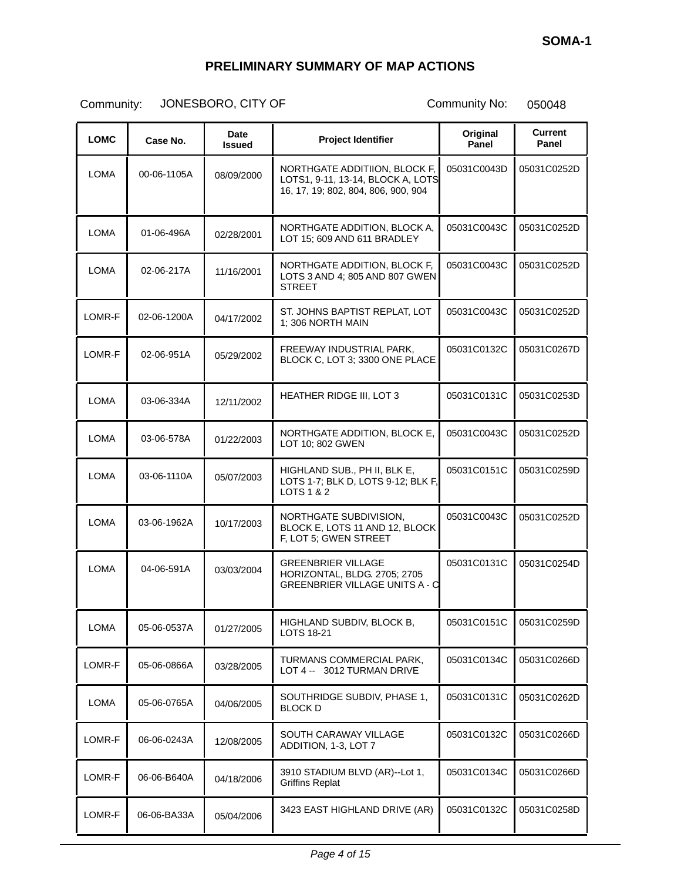SOMA-1

# PRELIMINARY SUMMARY OF MAP ACTIONS

Community: JONESBORO, CITY OF  Community No: 050048

| LOMC | Case No. | Date Issued | Project Identifier | Original Panel | Current Panel |
|---|---|---|---|---|---|
| LOMA | 00-06-1105A | 08/09/2000 | NORTHGATE ADDITIION, BLOCK F, LOTS1, 9-11, 13-14, BLOCK A, LOTS 16, 17, 19; 802, 804, 806, 900, 904 | 05031C0043D | 05031C0252D |
| LOMA | 01-06-496A | 02/28/2001 | NORTHGATE ADDITION, BLOCK A, LOT 15; 609 AND 611 BRADLEY | 05031C0043C | 05031C0252D |
| LOMA | 02-06-217A | 11/16/2001 | NORTHGATE ADDITION, BLOCK F, LOTS 3 AND 4; 805 AND 807 GWEN STREET | 05031C0043C | 05031C0252D |
| LOMR-F | 02-06-1200A | 04/17/2002 | ST. JOHNS BAPTIST REPLAT, LOT 1; 306 NORTH MAIN | 05031C0043C | 05031C0252D |
| LOMR-F | 02-06-951A | 05/29/2002 | FREEWAY INDUSTRIAL PARK, BLOCK C, LOT 3; 3300 ONE PLACE | 05031C0132C | 05031C0267D |
| LOMA | 03-06-334A | 12/11/2002 | HEATHER RIDGE III, LOT 3 | 05031C0131C | 05031C0253D |
| LOMA | 03-06-578A | 01/22/2003 | NORTHGATE ADDITION, BLOCK E, LOT 10; 802 GWEN | 05031C0043C | 05031C0252D |
| LOMA | 03-06-1110A | 05/07/2003 | HIGHLAND SUB., PH II, BLK E, LOTS 1-7; BLK D, LOTS 9-12; BLK F, LOTS 1 & 2 | 05031C0151C | 05031C0259D |
| LOMA | 03-06-1962A | 10/17/2003 | NORTHGATE SUBDIVISION, BLOCK E, LOTS 11 AND 12, BLOCK F, LOT 5; GWEN STREET | 05031C0043C | 05031C0252D |
| LOMA | 04-06-591A | 03/03/2004 | GREENBRIER VILLAGE HORIZONTAL, BLDG. 2705; 2705 GREENBRIER VILLAGE UNITS A - C | 05031C0131C | 05031C0254D |
| LOMA | 05-06-0537A | 01/27/2005 | HIGHLAND SUBDIV, BLOCK B, LOTS 18-21 | 05031C0151C | 05031C0259D |
| LOMR-F | 05-06-0866A | 03/28/2005 | TURMANS COMMERCIAL PARK, LOT 4 -- 3012 TURMAN DRIVE | 05031C0134C | 05031C0266D |
| LOMA | 05-06-0765A | 04/06/2005 | SOUTHRIDGE SUBDIV, PHASE 1, BLOCK D | 05031C0131C | 05031C0262D |
| LOMR-F | 06-06-0243A | 12/08/2005 | SOUTH CARAWAY VILLAGE ADDITION, 1-3, LOT 7 | 05031C0132C | 05031C0266D |
| LOMR-F | 06-06-B640A | 04/18/2006 | 3910 STADIUM BLVD (AR)--Lot 1, Griffins Replat | 05031C0134C | 05031C0266D |
| LOMR-F | 06-06-BA33A | 05/04/2006 | 3423 EAST HIGHLAND DRIVE (AR) | 05031C0132C | 05031C0258D |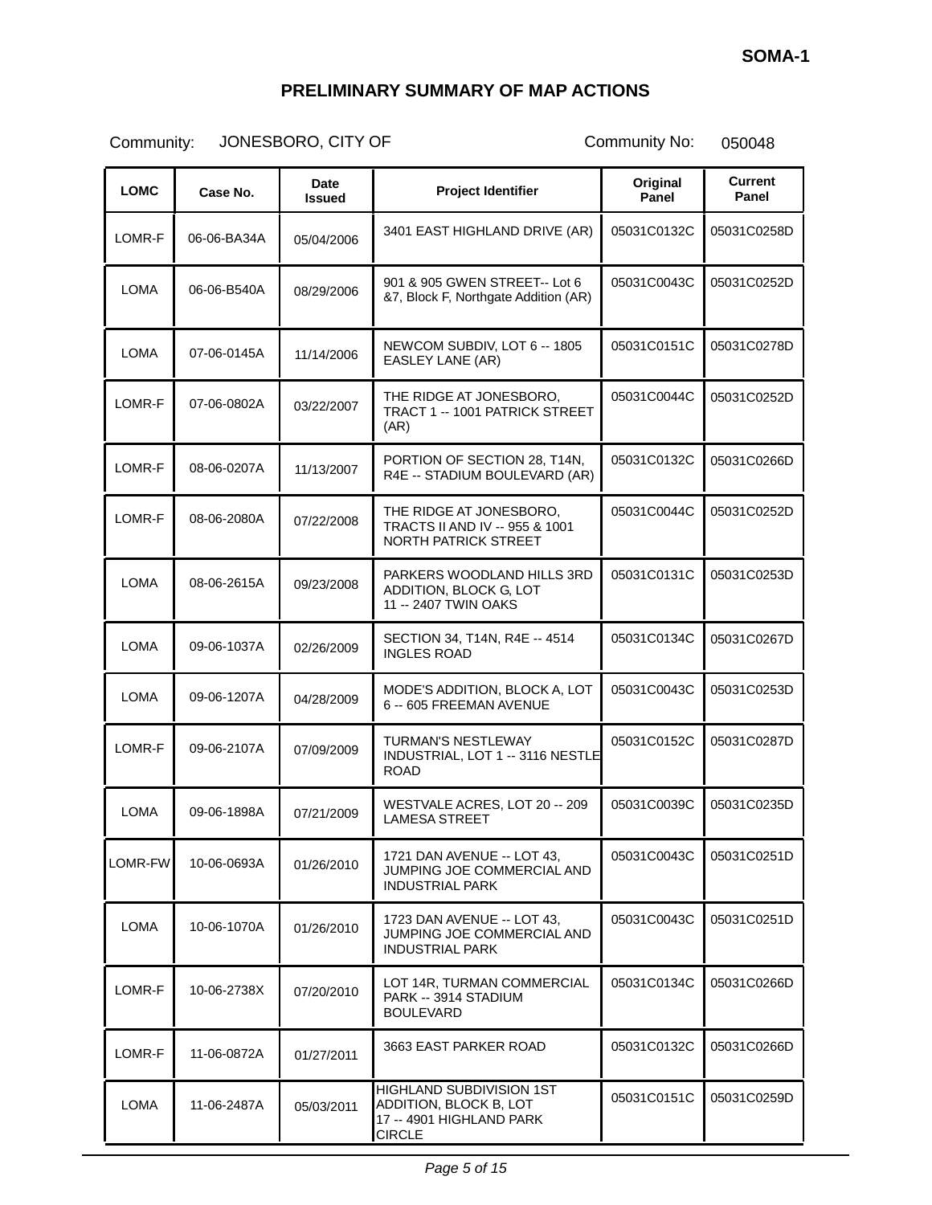**SOMA-1**

# PRELIMINARY SUMMARY OF MAP ACTIONS

Community: JONESBORO, CITY OF Community No: 050048

| LOMC | Case No. | Date Issued | Project Identifier | Original Panel | Current Panel |
|---|---|---|---|---|---|
| LOMR-F | 06-06-BA34A | 05/04/2006 | 3401 EAST HIGHLAND DRIVE (AR) | 05031C0132C | 05031C0258D |
| LOMA | 06-06-B540A | 08/29/2006 | 901 & 905 GWEN STREET-- Lot 6 &7, Block F, Northgate Addition (AR) | 05031C0043C | 05031C0252D |
| LOMA | 07-06-0145A | 11/14/2006 | NEWCOM SUBDIV, LOT 6 -- 1805 EASLEY LANE (AR) | 05031C0151C | 05031C0278D |
| LOMR-F | 07-06-0802A | 03/22/2007 | THE RIDGE AT JONESBORO, TRACT 1 -- 1001 PATRICK STREET (AR) | 05031C0044C | 05031C0252D |
| LOMR-F | 08-06-0207A | 11/13/2007 | PORTION OF SECTION 28, T14N, R4E -- STADIUM BOULEVARD (AR) | 05031C0132C | 05031C0266D |
| LOMR-F | 08-06-2080A | 07/22/2008 | THE RIDGE AT JONESBORO, TRACTS II AND IV -- 955 & 1001 NORTH PATRICK STREET | 05031C0044C | 05031C0252D |
| LOMA | 08-06-2615A | 09/23/2008 | PARKERS WOODLAND HILLS 3RD ADDITION, BLOCK G, LOT 11 -- 2407 TWIN OAKS | 05031C0131C | 05031C0253D |
| LOMA | 09-06-1037A | 02/26/2009 | SECTION 34, T14N, R4E -- 4514 INGLES ROAD | 05031C0134C | 05031C0267D |
| LOMA | 09-06-1207A | 04/28/2009 | MODE'S ADDITION, BLOCK A, LOT 6 -- 605 FREEMAN AVENUE | 05031C0043C | 05031C0253D |
| LOMR-F | 09-06-2107A | 07/09/2009 | TURMAN'S NESTLEWAY INDUSTRIAL, LOT 1 -- 3116 NESTLE ROAD | 05031C0152C | 05031C0287D |
| LOMA | 09-06-1898A | 07/21/2009 | WESTVALE ACRES, LOT 20 -- 209 LAMESA STREET | 05031C0039C | 05031C0235D |
| LOMR-FW | 10-06-0693A | 01/26/2010 | 1721 DAN AVENUE -- LOT 43, JUMPING JOE COMMERCIAL AND INDUSTRIAL PARK | 05031C0043C | 05031C0251D |
| LOMA | 10-06-1070A | 01/26/2010 | 1723 DAN AVENUE -- LOT 43, JUMPING JOE COMMERCIAL AND INDUSTRIAL PARK | 05031C0043C | 05031C0251D |
| LOMR-F | 10-06-2738X | 07/20/2010 | LOT 14R, TURMAN COMMERCIAL PARK -- 3914 STADIUM BOULEVARD | 05031C0134C | 05031C0266D |
| LOMR-F | 11-06-0872A | 01/27/2011 | 3663 EAST PARKER ROAD | 05031C0132C | 05031C0266D |
| LOMA | 11-06-2487A | 05/03/2011 | HIGHLAND SUBDIVISION 1ST ADDITION, BLOCK B, LOT 17 -- 4901 HIGHLAND PARK CIRCLE | 05031C0151C | 05031C0259D |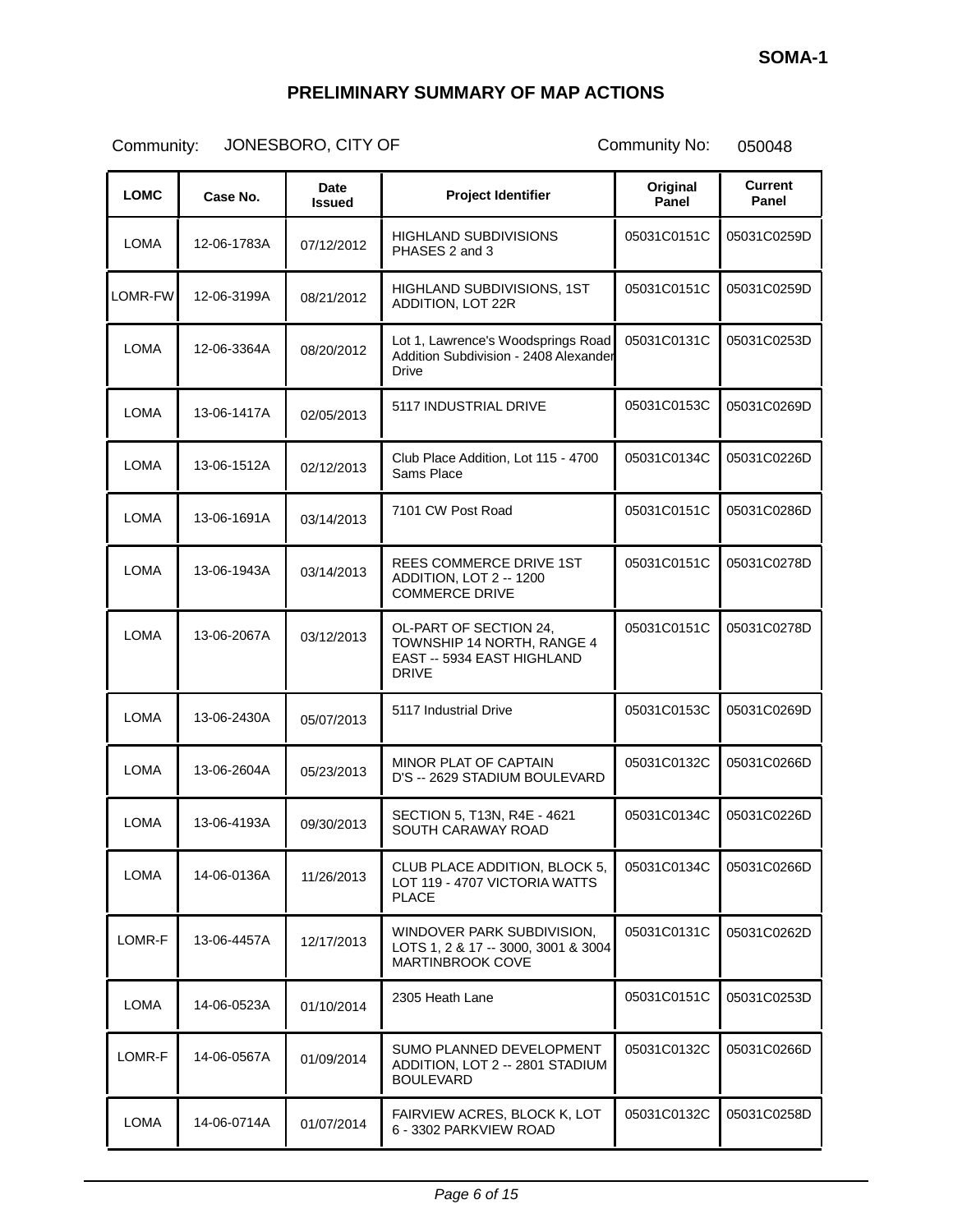**SOMA-1**

# PRELIMINARY SUMMARY OF MAP ACTIONS

Community: JONESBORO, CITY OF Community No: 050048

| LOMC | Case No. | Date Issued | Project Identifier | Original Panel | Current Panel |
|---|---|---|---|---|---|
| LOMA | 12-06-1783A | 07/12/2012 | HIGHLAND SUBDIVISIONS PHASES 2 and 3 | 05031C0151C | 05031C0259D |
| LOMR-FW | 12-06-3199A | 08/21/2012 | HIGHLAND SUBDIVISIONS, 1ST ADDITION, LOT 22R | 05031C0151C | 05031C0259D |
| LOMA | 12-06-3364A | 08/20/2012 | Lot 1, Lawrence's Woodsprings Road Addition Subdivision - 2408 Alexander Drive | 05031C0131C | 05031C0253D |
| LOMA | 13-06-1417A | 02/05/2013 | 5117 INDUSTRIAL DRIVE | 05031C0153C | 05031C0269D |
| LOMA | 13-06-1512A | 02/12/2013 | Club Place Addition, Lot 115 - 4700 Sams Place | 05031C0134C | 05031C0226D |
| LOMA | 13-06-1691A | 03/14/2013 | 7101 CW Post Road | 05031C0151C | 05031C0286D |
| LOMA | 13-06-1943A | 03/14/2013 | REES COMMERCE DRIVE 1ST ADDITION, LOT 2 -- 1200 COMMERCE DRIVE | 05031C0151C | 05031C0278D |
| LOMA | 13-06-2067A | 03/12/2013 | OL-PART OF SECTION 24, TOWNSHIP 14 NORTH, RANGE 4 EAST -- 5934 EAST HIGHLAND DRIVE | 05031C0151C | 05031C0278D |
| LOMA | 13-06-2430A | 05/07/2013 | 5117 Industrial Drive | 05031C0153C | 05031C0269D |
| LOMA | 13-06-2604A | 05/23/2013 | MINOR PLAT OF CAPTAIN D'S -- 2629 STADIUM BOULEVARD | 05031C0132C | 05031C0266D |
| LOMA | 13-06-4193A | 09/30/2013 | SECTION 5, T13N, R4E - 4621 SOUTH CARAWAY ROAD | 05031C0134C | 05031C0226D |
| LOMA | 14-06-0136A | 11/26/2013 | CLUB PLACE ADDITION, BLOCK 5, LOT 119 - 4707 VICTORIA WATTS PLACE | 05031C0134C | 05031C0266D |
| LOMR-F | 13-06-4457A | 12/17/2013 | WINDOVER PARK SUBDIVISION, LOTS 1, 2 & 17 -- 3000, 3001 & 3004 MARTINBROOK COVE | 05031C0131C | 05031C0262D |
| LOMA | 14-06-0523A | 01/10/2014 | 2305 Heath Lane | 05031C0151C | 05031C0253D |
| LOMR-F | 14-06-0567A | 01/09/2014 | SUMO PLANNED DEVELOPMENT ADDITION, LOT 2 -- 2801 STADIUM BOULEVARD | 05031C0132C | 05031C0266D |
| LOMA | 14-06-0714A | 01/07/2014 | FAIRVIEW ACRES, BLOCK K, LOT 6 - 3302 PARKVIEW ROAD | 05031C0132C | 05031C0258D |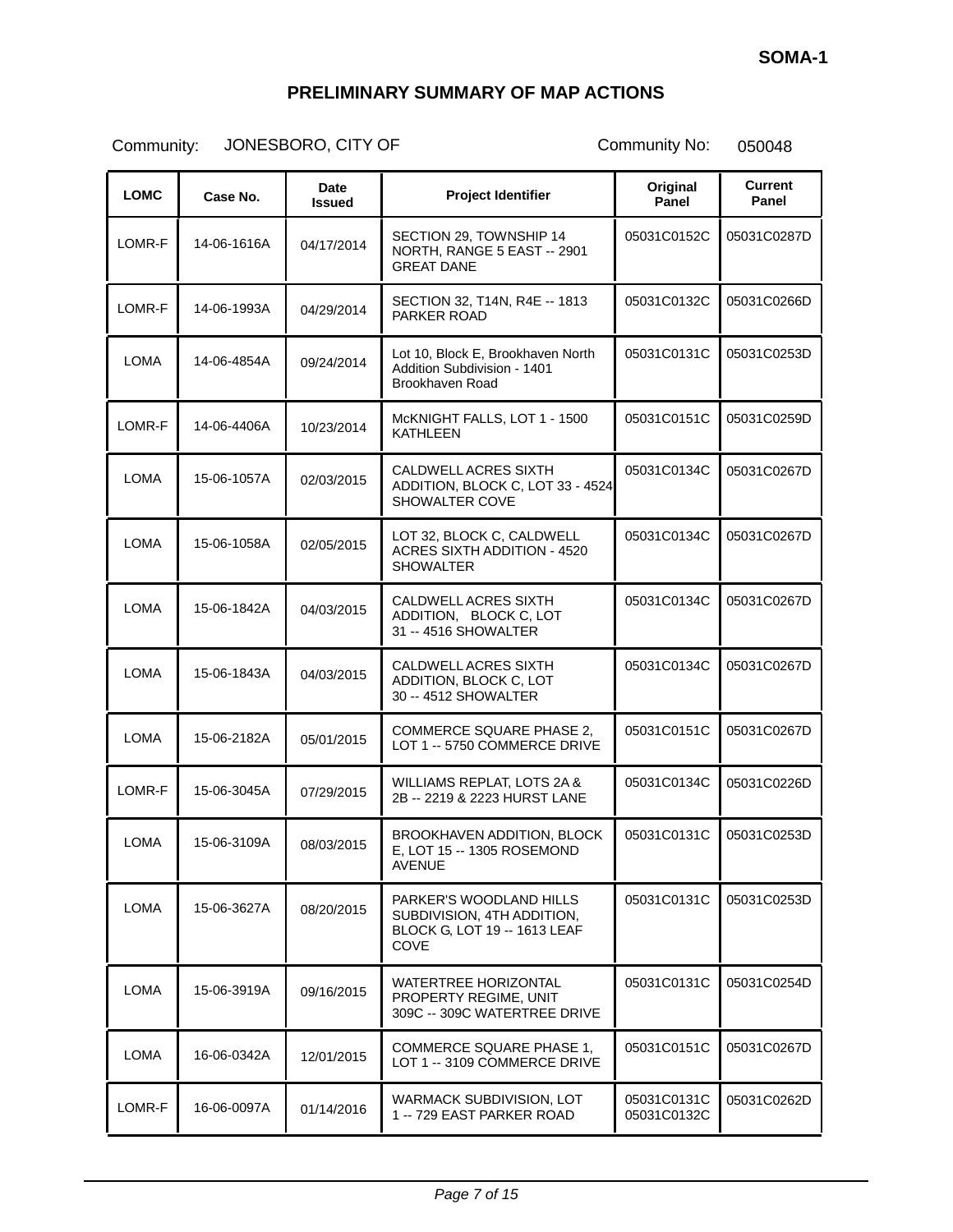SOMA-1

# PRELIMINARY SUMMARY OF MAP ACTIONS

Community: JONESBORO, CITY OF　　　　Community No: 050048

| LOMC | Case No. | Date Issued | Project Identifier | Original Panel | Current Panel |
|---|---|---|---|---|---|
| LOMR-F | 14-06-1616A | 04/17/2014 | SECTION 29, TOWNSHIP 14 NORTH, RANGE 5 EAST -- 2901 GREAT DANE | 05031C0152C | 05031C0287D |
| LOMR-F | 14-06-1993A | 04/29/2014 | SECTION 32, T14N, R4E -- 1813 PARKER ROAD | 05031C0132C | 05031C0266D |
| LOMA | 14-06-4854A | 09/24/2014 | Lot 10, Block E, Brookhaven North Addition Subdivision - 1401 Brookhaven Road | 05031C0131C | 05031C0253D |
| LOMR-F | 14-06-4406A | 10/23/2014 | McKNIGHT FALLS, LOT 1 - 1500 KATHLEEN | 05031C0151C | 05031C0259D |
| LOMA | 15-06-1057A | 02/03/2015 | CALDWELL ACRES SIXTH ADDITION, BLOCK C, LOT 33 - 4524 SHOWALTER COVE | 05031C0134C | 05031C0267D |
| LOMA | 15-06-1058A | 02/05/2015 | LOT 32, BLOCK C, CALDWELL ACRES SIXTH ADDITION - 4520 SHOWALTER | 05031C0134C | 05031C0267D |
| LOMA | 15-06-1842A | 04/03/2015 | CALDWELL ACRES SIXTH ADDITION, BLOCK C, LOT 31 -- 4516 SHOWALTER | 05031C0134C | 05031C0267D |
| LOMA | 15-06-1843A | 04/03/2015 | CALDWELL ACRES SIXTH ADDITION, BLOCK C, LOT 30 -- 4512 SHOWALTER | 05031C0134C | 05031C0267D |
| LOMA | 15-06-2182A | 05/01/2015 | COMMERCE SQUARE PHASE 2, LOT 1 -- 5750 COMMERCE DRIVE | 05031C0151C | 05031C0267D |
| LOMR-F | 15-06-3045A | 07/29/2015 | WILLIAMS REPLAT, LOTS 2A & 2B -- 2219 & 2223 HURST LANE | 05031C0134C | 05031C0226D |
| LOMA | 15-06-3109A | 08/03/2015 | BROOKHAVEN ADDITION, BLOCK E, LOT 15 -- 1305 ROSEMOND AVENUE | 05031C0131C | 05031C0253D |
| LOMA | 15-06-3627A | 08/20/2015 | PARKER'S WOODLAND HILLS SUBDIVISION, 4TH ADDITION, BLOCK G, LOT 19 -- 1613 LEAF COVE | 05031C0131C | 05031C0253D |
| LOMA | 15-06-3919A | 09/16/2015 | WATERTREE HORIZONTAL PROPERTY REGIME, UNIT 309C -- 309C WATERTREE DRIVE | 05031C0131C | 05031C0254D |
| LOMA | 16-06-0342A | 12/01/2015 | COMMERCE SQUARE PHASE 1, LOT 1 -- 3109 COMMERCE DRIVE | 05031C0151C | 05031C0267D |
| LOMR-F | 16-06-0097A | 01/14/2016 | WARMACK SUBDIVISION, LOT 1 -- 729 EAST PARKER ROAD | 05031C0131C 05031C0132C | 05031C0262D |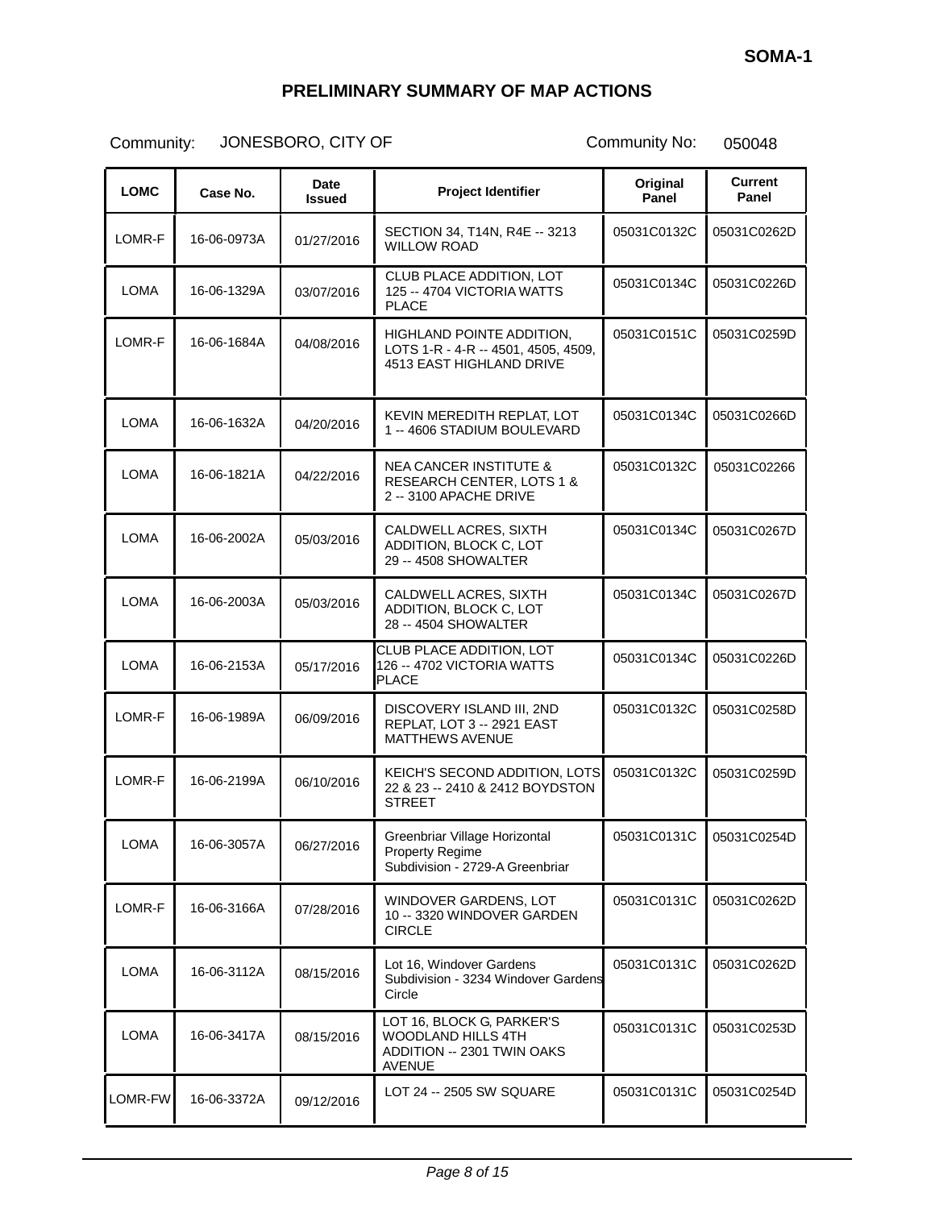**SOMA-1**

# PRELIMINARY SUMMARY OF MAP ACTIONS

Community: JONESBORO, CITY OF Community No: 050048

| LOMC | Case No. | Date Issued | Project Identifier | Original Panel | Current Panel |
|---|---|---|---|---|---|
| LOMR-F | 16-06-0973A | 01/27/2016 | SECTION 34, T14N, R4E -- 3213 WILLOW ROAD | 05031C0132C | 05031C0262D |
| LOMA | 16-06-1329A | 03/07/2016 | CLUB PLACE ADDITION, LOT 125 -- 4704 VICTORIA WATTS PLACE | 05031C0134C | 05031C0226D |
| LOMR-F | 16-06-1684A | 04/08/2016 | HIGHLAND POINTE ADDITION, LOTS 1-R - 4-R -- 4501, 4505, 4509, 4513 EAST HIGHLAND DRIVE | 05031C0151C | 05031C0259D |
| LOMA | 16-06-1632A | 04/20/2016 | KEVIN MEREDITH REPLAT, LOT 1 -- 4606 STADIUM BOULEVARD | 05031C0134C | 05031C0266D |
| LOMA | 16-06-1821A | 04/22/2016 | NEA CANCER INSTITUTE & RESEARCH CENTER, LOTS 1 & 2 -- 3100 APACHE DRIVE | 05031C0132C | 05031C02266 |
| LOMA | 16-06-2002A | 05/03/2016 | CALDWELL ACRES, SIXTH ADDITION, BLOCK C, LOT 29 -- 4508 SHOWALTER | 05031C0134C | 05031C0267D |
| LOMA | 16-06-2003A | 05/03/2016 | CALDWELL ACRES, SIXTH ADDITION, BLOCK C, LOT 28 -- 4504 SHOWALTER | 05031C0134C | 05031C0267D |
| LOMA | 16-06-2153A | 05/17/2016 | CLUB PLACE ADDITION, LOT 126 -- 4702 VICTORIA WATTS PLACE | 05031C0134C | 05031C0226D |
| LOMR-F | 16-06-1989A | 06/09/2016 | DISCOVERY ISLAND III, 2ND REPLAT, LOT 3 -- 2921 EAST MATTHEWS AVENUE | 05031C0132C | 05031C0258D |
| LOMR-F | 16-06-2199A | 06/10/2016 | KEICH'S SECOND ADDITION, LOTS 22 & 23 -- 2410 & 2412 BOYDSTON STREET | 05031C0132C | 05031C0259D |
| LOMA | 16-06-3057A | 06/27/2016 | Greenbriar Village Horizontal Property Regime Subdivision - 2729-A Greenbriar | 05031C0131C | 05031C0254D |
| LOMR-F | 16-06-3166A | 07/28/2016 | WINDOVER GARDENS, LOT 10 -- 3320 WINDOVER GARDEN CIRCLE | 05031C0131C | 05031C0262D |
| LOMA | 16-06-3112A | 08/15/2016 | Lot 16, Windover Gardens Subdivision - 3234 Windover Gardens Circle | 05031C0131C | 05031C0262D |
| LOMA | 16-06-3417A | 08/15/2016 | LOT 16, BLOCK G, PARKER'S WOODLAND HILLS 4TH ADDITION -- 2301 TWIN OAKS AVENUE | 05031C0131C | 05031C0253D |
| LOMR-FW | 16-06-3372A | 09/12/2016 | LOT 24 -- 2505 SW SQUARE | 05031C0131C | 05031C0254D |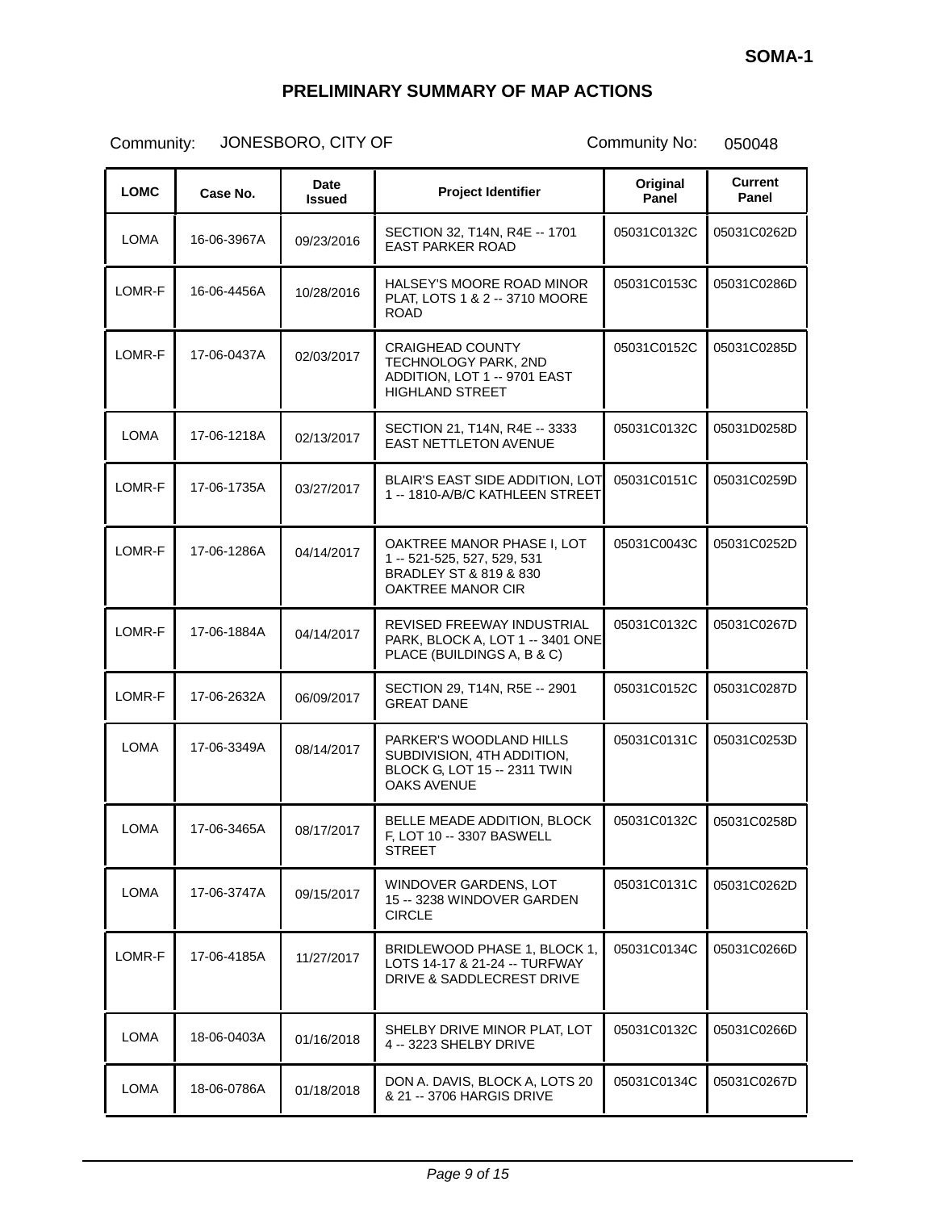**SOMA-1**

# PRELIMINARY SUMMARY OF MAP ACTIONS

Community: JONESBORO, CITY OF　　　　Community No: 050048

| LOMC | Case No. | Date Issued | Project Identifier | Original Panel | Current Panel |
|---|---|---|---|---|---|
| LOMA | 16-06-3967A | 09/23/2016 | SECTION 32, T14N, R4E -- 1701 EAST PARKER ROAD | 05031C0132C | 05031C0262D |
| LOMR-F | 16-06-4456A | 10/28/2016 | HALSEY'S MOORE ROAD MINOR PLAT, LOTS 1 & 2 -- 3710 MOORE ROAD | 05031C0153C | 05031C0286D |
| LOMR-F | 17-06-0437A | 02/03/2017 | CRAIGHEAD COUNTY TECHNOLOGY PARK, 2ND ADDITION, LOT 1 -- 9701 EAST HIGHLAND STREET | 05031C0152C | 05031C0285D |
| LOMA | 17-06-1218A | 02/13/2017 | SECTION 21, T14N, R4E -- 3333 EAST NETTLETON AVENUE | 05031C0132C | 05031D0258D |
| LOMR-F | 17-06-1735A | 03/27/2017 | BLAIR'S EAST SIDE ADDITION, LOT 1 -- 1810-A/B/C KATHLEEN STREET | 05031C0151C | 05031C0259D |
| LOMR-F | 17-06-1286A | 04/14/2017 | OAKTREE MANOR PHASE I, LOT 1 -- 521-525, 527, 529, 531 BRADLEY ST & 819 & 830 OAKTREE MANOR CIR | 05031C0043C | 05031C0252D |
| LOMR-F | 17-06-1884A | 04/14/2017 | REVISED FREEWAY INDUSTRIAL PARK, BLOCK A, LOT 1 -- 3401 ONE PLACE (BUILDINGS A, B & C) | 05031C0132C | 05031C0267D |
| LOMR-F | 17-06-2632A | 06/09/2017 | SECTION 29, T14N, R5E -- 2901 GREAT DANE | 05031C0152C | 05031C0287D |
| LOMA | 17-06-3349A | 08/14/2017 | PARKER'S WOODLAND HILLS SUBDIVISION, 4TH ADDITION, BLOCK G, LOT 15 -- 2311 TWIN OAKS AVENUE | 05031C0131C | 05031C0253D |
| LOMA | 17-06-3465A | 08/17/2017 | BELLE MEADE ADDITION, BLOCK F, LOT 10 -- 3307 BASWELL STREET | 05031C0132C | 05031C0258D |
| LOMA | 17-06-3747A | 09/15/2017 | WINDOVER GARDENS, LOT 15 -- 3238 WINDOVER GARDEN CIRCLE | 05031C0131C | 05031C0262D |
| LOMR-F | 17-06-4185A | 11/27/2017 | BRIDLEWOOD PHASE 1, BLOCK 1, LOTS 14-17 & 21-24 -- TURFWAY DRIVE & SADDLECREST DRIVE | 05031C0134C | 05031C0266D |
| LOMA | 18-06-0403A | 01/16/2018 | SHELBY DRIVE MINOR PLAT, LOT 4 -- 3223 SHELBY DRIVE | 05031C0132C | 05031C0266D |
| LOMA | 18-06-0786A | 01/18/2018 | DON A. DAVIS, BLOCK A, LOTS 20 & 21 -- 3706 HARGIS DRIVE | 05031C0134C | 05031C0267D |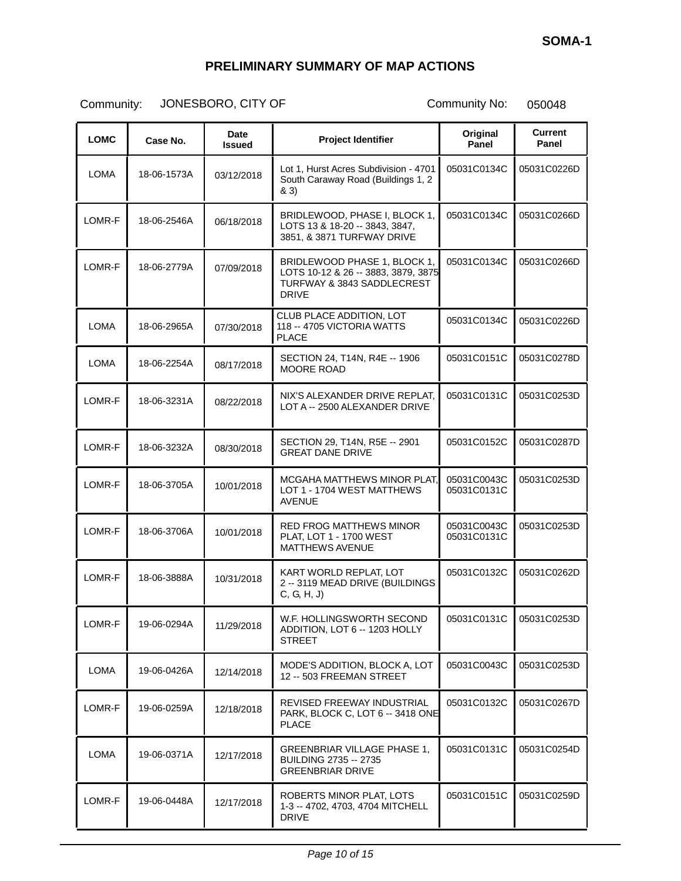**SOMA-1**

## PRELIMINARY SUMMARY OF MAP ACTIONS

Community: JONESBORO, CITY OF

Community No: 050048

| LOMC | Case No. | Date Issued | Project Identifier | Original Panel | Current Panel |
|---|---|---|---|---|---|
| LOMA | 18-06-1573A | 03/12/2018 | Lot 1, Hurst Acres Subdivision - 4701 South Caraway Road (Buildings 1, 2 & 3) | 05031C0134C | 05031C0226D |
| LOMR-F | 18-06-2546A | 06/18/2018 | BRIDLEWOOD, PHASE I, BLOCK 1, LOTS 13 & 18-20 -- 3843, 3847, 3851, & 3871 TURFWAY DRIVE | 05031C0134C | 05031C0266D |
| LOMR-F | 18-06-2779A | 07/09/2018 | BRIDLEWOOD PHASE 1, BLOCK 1, LOTS 10-12 & 26 -- 3883, 3879, 3875 TURFWAY & 3843 SADDLECREST DRIVE | 05031C0134C | 05031C0266D |
| LOMA | 18-06-2965A | 07/30/2018 | CLUB PLACE ADDITION, LOT 118 -- 4705 VICTORIA WATTS PLACE | 05031C0134C | 05031C0226D |
| LOMA | 18-06-2254A | 08/17/2018 | SECTION 24, T14N, R4E -- 1906 MOORE ROAD | 05031C0151C | 05031C0278D |
| LOMR-F | 18-06-3231A | 08/22/2018 | NIX'S ALEXANDER DRIVE REPLAT, LOT A -- 2500 ALEXANDER DRIVE | 05031C0131C | 05031C0253D |
| LOMR-F | 18-06-3232A | 08/30/2018 | SECTION 29, T14N, R5E -- 2901 GREAT DANE DRIVE | 05031C0152C | 05031C0287D |
| LOMR-F | 18-06-3705A | 10/01/2018 | MCGAHA MATTHEWS MINOR PLAT, LOT 1 - 1704 WEST MATTHEWS AVENUE | 05031C0043C 05031C0131C | 05031C0253D |
| LOMR-F | 18-06-3706A | 10/01/2018 | RED FROG MATTHEWS MINOR PLAT, LOT 1 - 1700 WEST MATTHEWS AVENUE | 05031C0043C 05031C0131C | 05031C0253D |
| LOMR-F | 18-06-3888A | 10/31/2018 | KART WORLD REPLAT, LOT 2 -- 3119 MEAD DRIVE (BUILDINGS C, G, H, J) | 05031C0132C | 05031C0262D |
| LOMR-F | 19-06-0294A | 11/29/2018 | W.F. HOLLINGSWORTH SECOND ADDITION, LOT 6 -- 1203 HOLLY STREET | 05031C0131C | 05031C0253D |
| LOMA | 19-06-0426A | 12/14/2018 | MODE'S ADDITION, BLOCK A, LOT 12 -- 503 FREEMAN STREET | 05031C0043C | 05031C0253D |
| LOMR-F | 19-06-0259A | 12/18/2018 | REVISED FREEWAY INDUSTRIAL PARK, BLOCK C, LOT 6 -- 3418 ONE PLACE | 05031C0132C | 05031C0267D |
| LOMA | 19-06-0371A | 12/17/2018 | GREENBRIAR VILLAGE PHASE 1, BUILDING 2735 -- 2735 GREENBRIAR DRIVE | 05031C0131C | 05031C0254D |
| LOMR-F | 19-06-0448A | 12/17/2018 | ROBERTS MINOR PLAT, LOTS 1-3 -- 4702, 4703, 4704 MITCHELL DRIVE | 05031C0151C | 05031C0259D |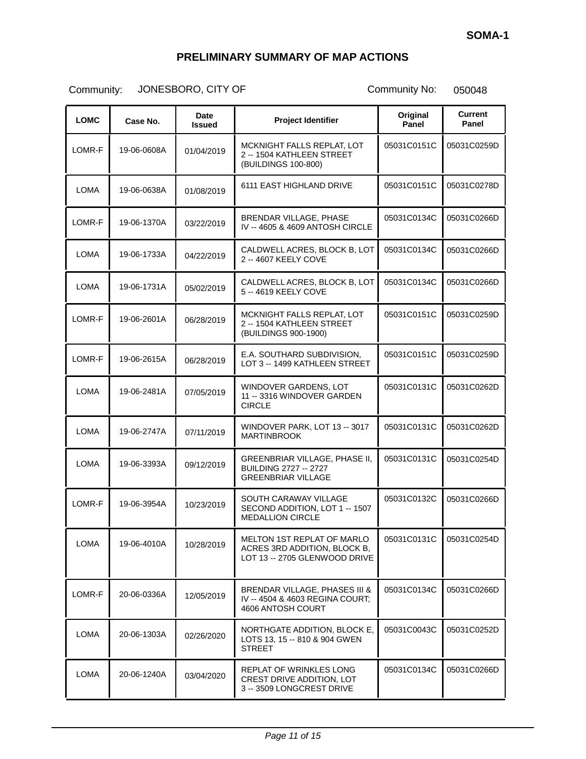**SOMA-1**

## PRELIMINARY SUMMARY OF MAP ACTIONS

Community: JONESBORO, CITY OF Community No: 050048

| LOMC | Case No. | Date Issued | Project Identifier | Original Panel | Current Panel |
|---|---|---|---|---|---|
| LOMR-F | 19-06-0608A | 01/04/2019 | MCKNIGHT FALLS REPLAT, LOT 2 -- 1504 KATHLEEN STREET (BUILDINGS 100-800) | 05031C0151C | 05031C0259D |
| LOMA | 19-06-0638A | 01/08/2019 | 6111 EAST HIGHLAND DRIVE | 05031C0151C | 05031C0278D |
| LOMR-F | 19-06-1370A | 03/22/2019 | BRENDAR VILLAGE, PHASE IV -- 4605 & 4609 ANTOSH CIRCLE | 05031C0134C | 05031C0266D |
| LOMA | 19-06-1733A | 04/22/2019 | CALDWELL ACRES, BLOCK B, LOT 2 -- 4607 KEELY COVE | 05031C0134C | 05031C0266D |
| LOMA | 19-06-1731A | 05/02/2019 | CALDWELL ACRES, BLOCK B, LOT 5 -- 4619 KEELY COVE | 05031C0134C | 05031C0266D |
| LOMR-F | 19-06-2601A | 06/28/2019 | MCKNIGHT FALLS REPLAT, LOT 2 -- 1504 KATHLEEN STREET (BUILDINGS 900-1900) | 05031C0151C | 05031C0259D |
| LOMR-F | 19-06-2615A | 06/28/2019 | E.A. SOUTHARD SUBDIVISION, LOT 3 -- 1499 KATHLEEN STREET | 05031C0151C | 05031C0259D |
| LOMA | 19-06-2481A | 07/05/2019 | WINDOVER GARDENS, LOT 11 -- 3316 WINDOVER GARDEN CIRCLE | 05031C0131C | 05031C0262D |
| LOMA | 19-06-2747A | 07/11/2019 | WINDOVER PARK, LOT 13 -- 3017 MARTINBROOK | 05031C0131C | 05031C0262D |
| LOMA | 19-06-3393A | 09/12/2019 | GREENBRIAR VILLAGE, PHASE II, BUILDING 2727 -- 2727 GREENBRIAR VILLAGE | 05031C0131C | 05031C0254D |
| LOMR-F | 19-06-3954A | 10/23/2019 | SOUTH CARAWAY VILLAGE SECOND ADDITION, LOT 1 -- 1507 MEDALLION CIRCLE | 05031C0132C | 05031C0266D |
| LOMA | 19-06-4010A | 10/28/2019 | MELTON 1ST REPLAT OF MARLO ACRES 3RD ADDITION, BLOCK B, LOT 13 -- 2705 GLENWOOD DRIVE | 05031C0131C | 05031C0254D |
| LOMR-F | 20-06-0336A | 12/05/2019 | BRENDAR VILLAGE, PHASES III & IV -- 4504 & 4603 REGINA COURT; 4606 ANTOSH COURT | 05031C0134C | 05031C0266D |
| LOMA | 20-06-1303A | 02/26/2020 | NORTHGATE ADDITION, BLOCK E, LOTS 13, 15 -- 810 & 904 GWEN STREET | 05031C0043C | 05031C0252D |
| LOMA | 20-06-1240A | 03/04/2020 | REPLAT OF WRINKLES LONG CREST DRIVE ADDITION, LOT 3 -- 3509 LONGCREST DRIVE | 05031C0134C | 05031C0266D |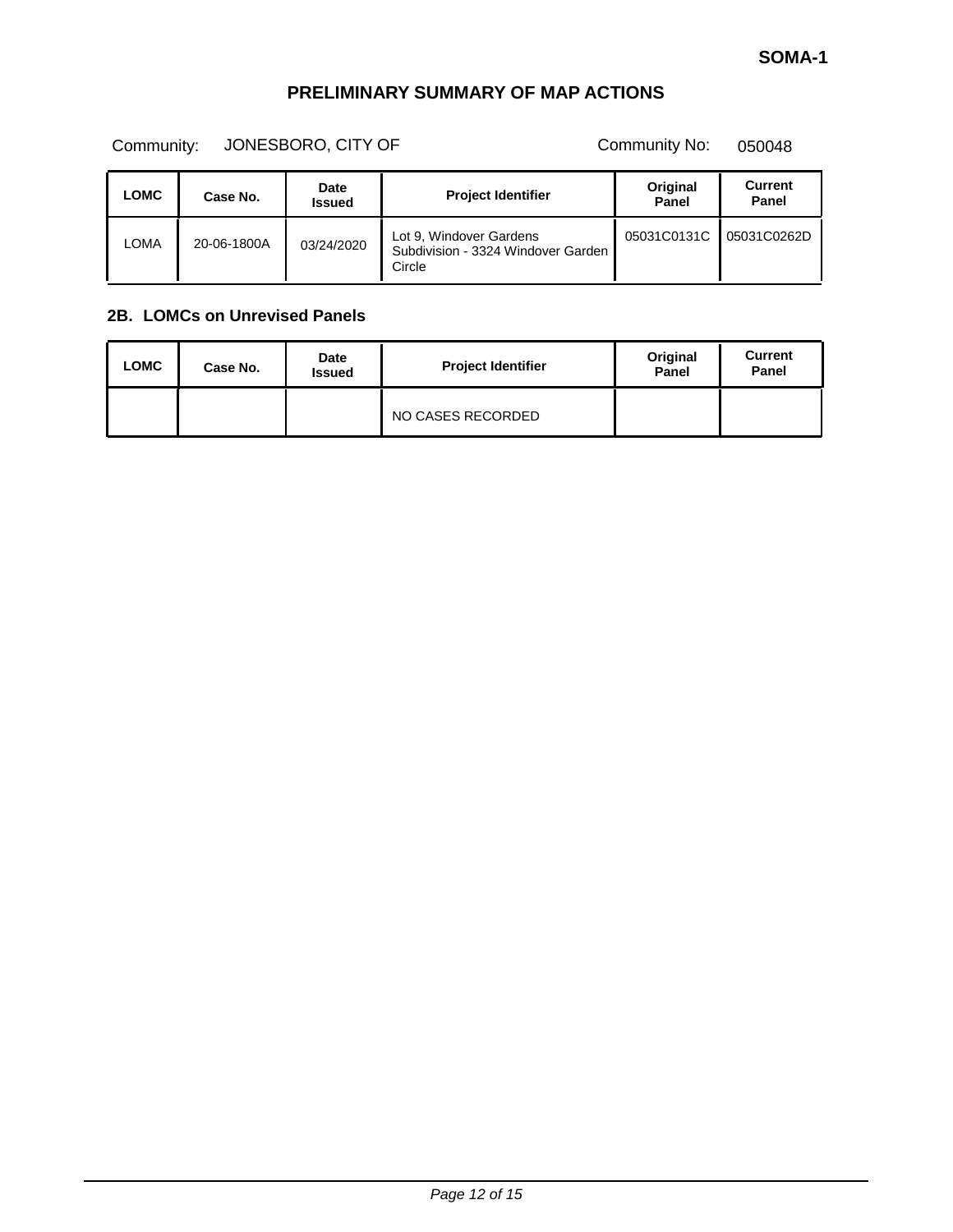**SOMA-1**

# PRELIMINARY SUMMARY OF MAP ACTIONS

Community: JONESBORO, CITY OF Community No: 050048

| LOMC | Case No. | Date Issued | Project Identifier | Original Panel | Current Panel |
|---|---|---|---|---|---|
| LOMA | 20-06-1800A | 03/24/2020 | Lot 9, Windover Gardens Subdivision - 3324 Windover Garden Circle | 05031C0131C | 05031C0262D |

## 2B. LOMCs on Unrevised Panels

| LOMC | Case No. | Date Issued | Project Identifier | Original Panel | Current Panel |
|---|---|---|---|---|---|
| | | | NO CASES RECORDED | | |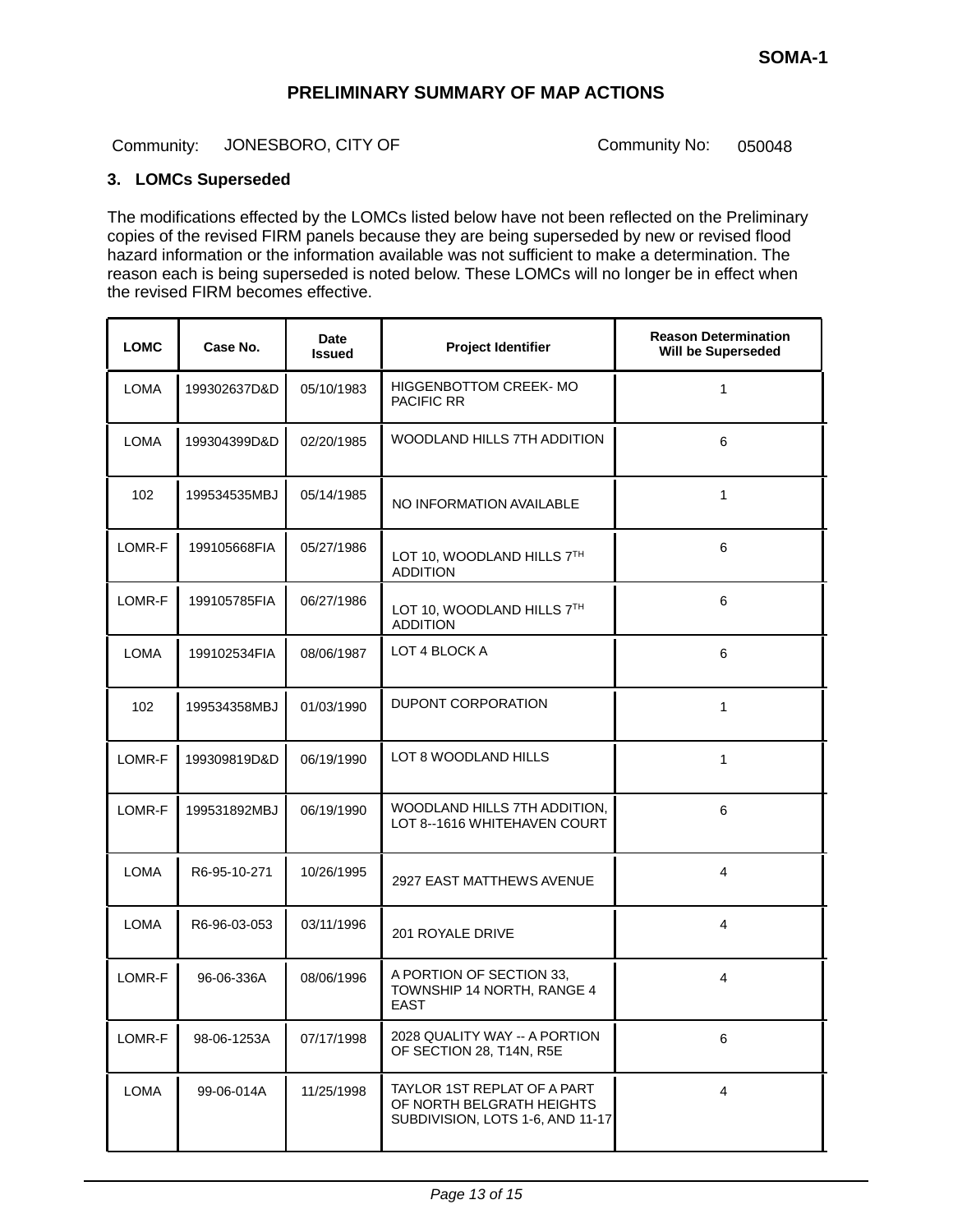**SOMA-1**

## PRELIMINARY SUMMARY OF MAP ACTIONS

Community: JONESBORO, CITY OF Community No: 050048

### 3. LOMCs Superseded

The modifications effected by the LOMCs listed below have not been reflected on the Preliminary copies of the revised FIRM panels because they are being superseded by new or revised flood hazard information or the information available was not sufficient to make a determination. The reason each is being superseded is noted below. These LOMCs will no longer be in effect when the revised FIRM becomes effective.

| LOMC | Case No. | Date Issued | Project Identifier | Reason Determination Will be Superseded |
|---|---|---|---|---|
| LOMA | 199302637D&D | 05/10/1983 | HIGGENBOTTOM CREEK- MO PACIFIC RR | 1 |
| LOMA | 199304399D&D | 02/20/1985 | WOODLAND HILLS 7TH ADDITION | 6 |
| 102 | 199534535MBJ | 05/14/1985 | NO INFORMATION AVAILABLE | 1 |
| LOMR-F | 199105668FIA | 05/27/1986 | LOT 10, WOODLAND HILLS 7TH ADDITION | 6 |
| LOMR-F | 199105785FIA | 06/27/1986 | LOT 10, WOODLAND HILLS 7TH ADDITION | 6 |
| LOMA | 199102534FIA | 08/06/1987 | LOT 4 BLOCK A | 6 |
| 102 | 199534358MBJ | 01/03/1990 | DUPONT CORPORATION | 1 |
| LOMR-F | 199309819D&D | 06/19/1990 | LOT 8 WOODLAND HILLS | 1 |
| LOMR-F | 199531892MBJ | 06/19/1990 | WOODLAND HILLS 7TH ADDITION, LOT 8--1616 WHITEHAVEN COURT | 6 |
| LOMA | R6-95-10-271 | 10/26/1995 | 2927 EAST MATTHEWS AVENUE | 4 |
| LOMA | R6-96-03-053 | 03/11/1996 | 201 ROYALE DRIVE | 4 |
| LOMR-F | 96-06-336A | 08/06/1996 | A PORTION OF SECTION 33, TOWNSHIP 14 NORTH, RANGE 4 EAST | 4 |
| LOMR-F | 98-06-1253A | 07/17/1998 | 2028 QUALITY WAY -- A PORTION OF SECTION 28, T14N, R5E | 6 |
| LOMA | 99-06-014A | 11/25/1998 | TAYLOR 1ST REPLAT OF A PART OF NORTH BELGRATH HEIGHTS SUBDIVISION, LOTS 1-6, AND 11-17 | 4 |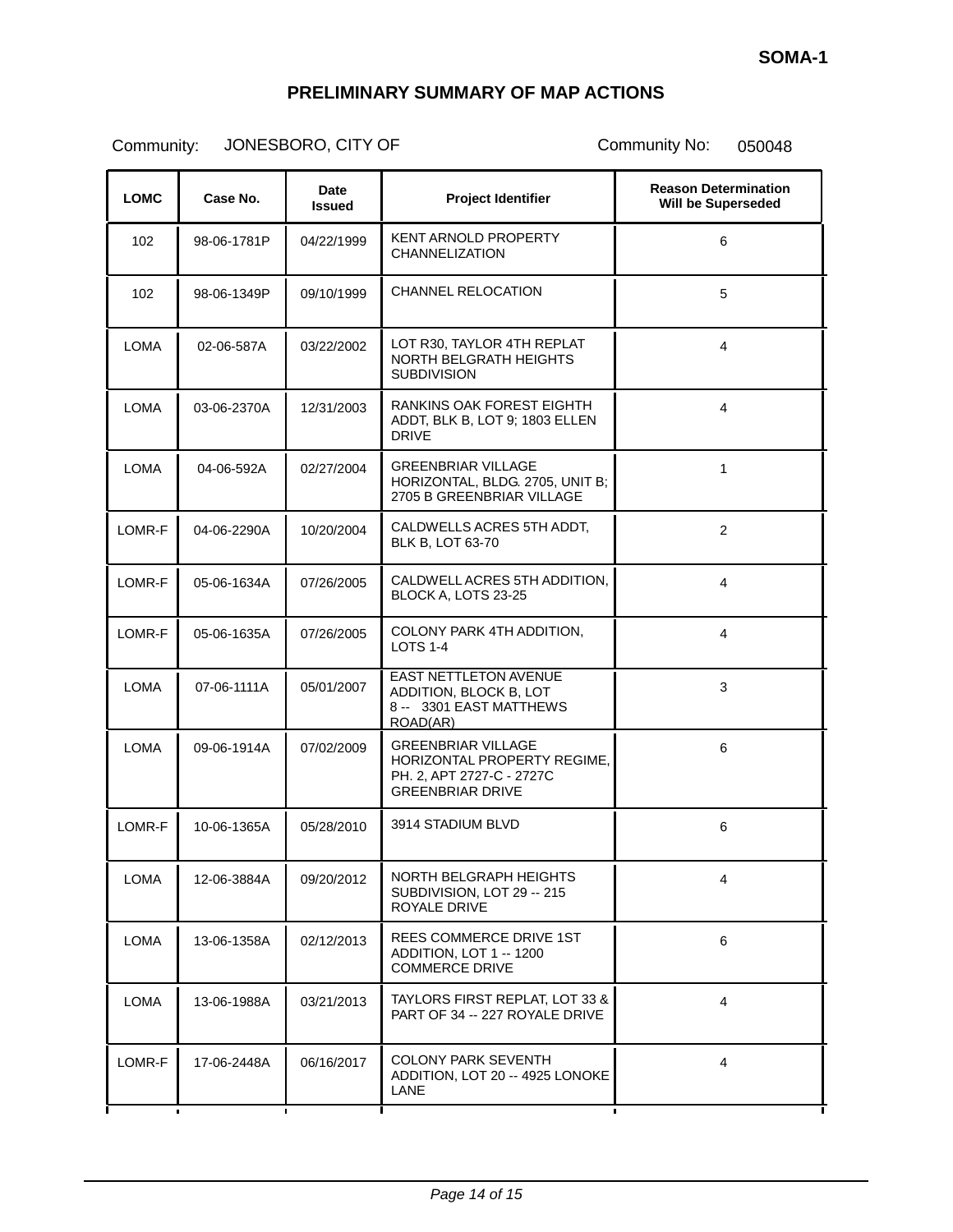**SOMA-1**

# PRELIMINARY SUMMARY OF MAP ACTIONS

Community: JONESBORO, CITY OF Community No: 050048

| LOMC | Case No. | Date Issued | Project Identifier | Reason Determination Will be Superseded |
|---|---|---|---|---|
| 102 | 98-06-1781P | 04/22/1999 | KENT ARNOLD PROPERTY CHANNELIZATION | 6 |
| 102 | 98-06-1349P | 09/10/1999 | CHANNEL RELOCATION | 5 |
| LOMA | 02-06-587A | 03/22/2002 | LOT R30, TAYLOR 4TH REPLAT NORTH BELGRATH HEIGHTS SUBDIVISION | 4 |
| LOMA | 03-06-2370A | 12/31/2003 | RANKINS OAK FOREST EIGHTH ADDT, BLK B, LOT 9; 1803 ELLEN DRIVE | 4 |
| LOMA | 04-06-592A | 02/27/2004 | GREENBRIAR VILLAGE HORIZONTAL, BLDG. 2705, UNIT B; 2705 B GREENBRIAR VILLAGE | 1 |
| LOMR-F | 04-06-2290A | 10/20/2004 | CALDWELLS ACRES 5TH ADDT, BLK B, LOT 63-70 | 2 |
| LOMR-F | 05-06-1634A | 07/26/2005 | CALDWELL ACRES 5TH ADDITION, BLOCK A, LOTS 23-25 | 4 |
| LOMR-F | 05-06-1635A | 07/26/2005 | COLONY PARK 4TH ADDITION, LOTS 1-4 | 4 |
| LOMA | 07-06-1111A | 05/01/2007 | EAST NETTLETON AVENUE ADDITION, BLOCK B, LOT 8 -- 3301 EAST MATTHEWS ROAD(AR) | 3 |
| LOMA | 09-06-1914A | 07/02/2009 | GREENBRIAR VILLAGE HORIZONTAL PROPERTY REGIME, PH. 2, APT 2727-C - 2727C GREENBRIAR DRIVE | 6 |
| LOMR-F | 10-06-1365A | 05/28/2010 | 3914 STADIUM BLVD | 6 |
| LOMA | 12-06-3884A | 09/20/2012 | NORTH BELGRAPH HEIGHTS SUBDIVISION, LOT 29 -- 215 ROYALE DRIVE | 4 |
| LOMA | 13-06-1358A | 02/12/2013 | REES COMMERCE DRIVE 1ST ADDITION, LOT 1 -- 1200 COMMERCE DRIVE | 6 |
| LOMA | 13-06-1988A | 03/21/2013 | TAYLORS FIRST REPLAT, LOT 33 & PART OF 34 -- 227 ROYALE DRIVE | 4 |
| LOMR-F | 17-06-2448A | 06/16/2017 | COLONY PARK SEVENTH ADDITION, LOT 20 -- 4925 LONOKE LANE | 4 |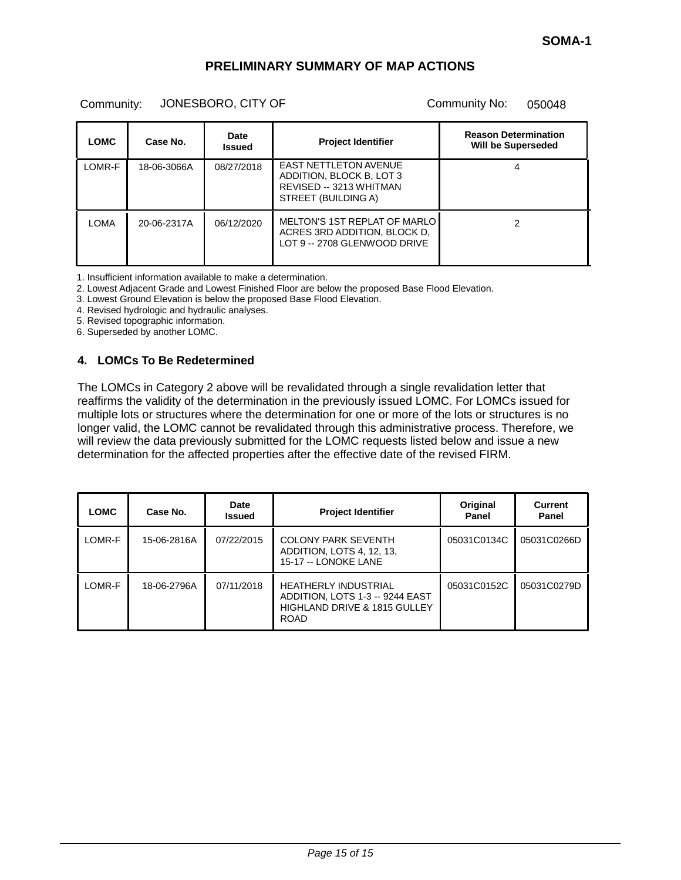**SOMA-1**

## PRELIMINARY SUMMARY OF MAP ACTIONS

Community: JONESBORO, CITY OF    Community No: 050048

| LOMC | Case No. | Date Issued | Project Identifier | Reason Determination Will be Superseded |
|---|---|---|---|---|
| LOMR-F | 18-06-3066A | 08/27/2018 | EAST NETTLETON AVENUE ADDITION, BLOCK B, LOT 3 REVISED -- 3213 WHITMAN STREET (BUILDING A) | 4 |
| LOMA | 20-06-2317A | 06/12/2020 | MELTON'S 1ST REPLAT OF MARLO ACRES 3RD ADDITION, BLOCK D, LOT 9 -- 2708 GLENWOOD DRIVE | 2 |

1. Insufficient information available to make a determination.
2. Lowest Adjacent Grade and Lowest Finished Floor are below the proposed Base Flood Elevation.
3. Lowest Ground Elevation is below the proposed Base Flood Elevation.
4. Revised hydrologic and hydraulic analyses.
5. Revised topographic information.
6. Superseded by another LOMC.

### 4. LOMCs To Be Redetermined

The LOMCs in Category 2 above will be revalidated through a single revalidation letter that reaffirms the validity of the determination in the previously issued LOMC. For LOMCs issued for multiple lots or structures where the determination for one or more of the lots or structures is no longer valid, the LOMC cannot be revalidated through this administrative process. Therefore, we will review the data previously submitted for the LOMC requests listed below and issue a new determination for the affected properties after the effective date of the revised FIRM.

| LOMC | Case No. | Date Issued | Project Identifier | Original Panel | Current Panel |
|---|---|---|---|---|---|
| LOMR-F | 15-06-2816A | 07/22/2015 | COLONY PARK SEVENTH ADDITION, LOTS 4, 12, 13, 15-17 -- LONOKE LANE | 05031C0134C | 05031C0266D |
| LOMR-F | 18-06-2796A | 07/11/2018 | HEATHERLY INDUSTRIAL ADDITION, LOTS 1-3 -- 9244 EAST HIGHLAND DRIVE & 1815 GULLEY ROAD | 05031C0152C | 05031C0279D |